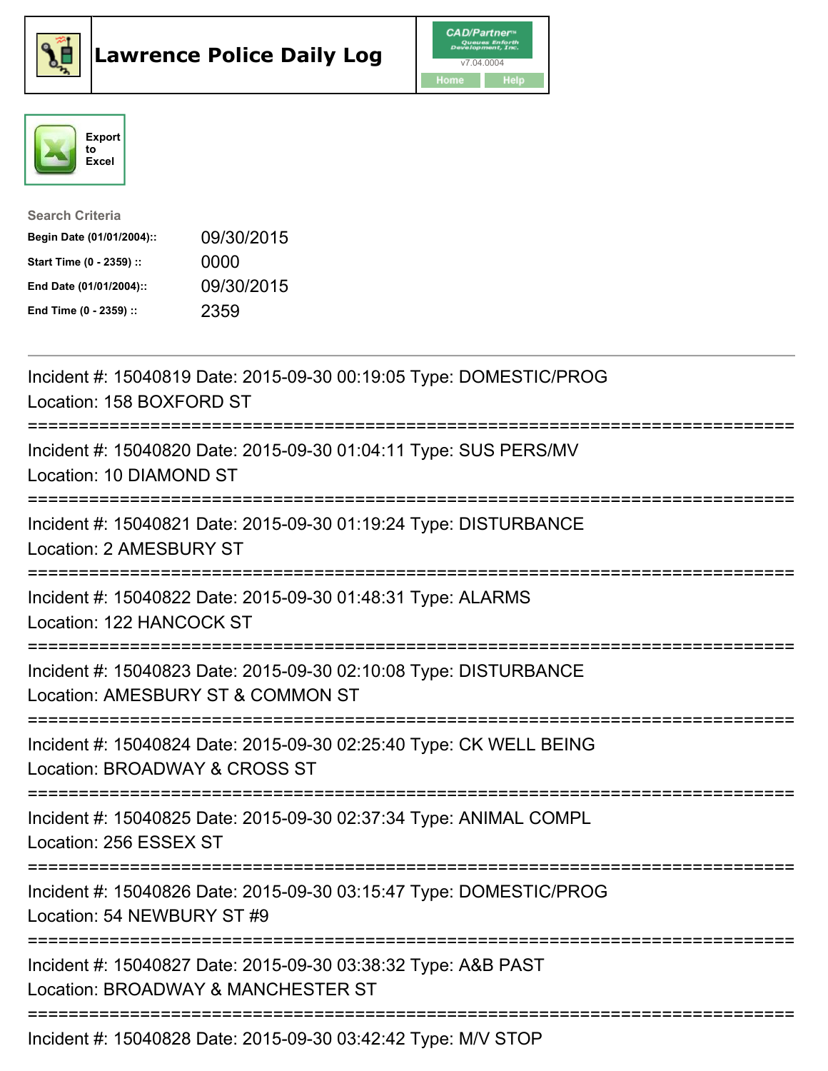# Lawrence Police Daily Log

CAD/Partner v7.04.0004

Home | Help

Export to Excel

**Search Criteria**

| | |
|---|---|
| **Begin Date (01/01/2004)::** | 09/30/2015 |
| **Start Time (0 - 2359) ::** | 0000 |
| **End Date (01/01/2004)::** | 09/30/2015 |
| **End Time (0 - 2359) ::** | 2359 |

---

Incident #: 15040819 Date: 2015-09-30 00:19:05 Type: DOMESTIC/PROG
Location: 158 BOXFORD ST

===========================================================================

Incident #: 15040820 Date: 2015-09-30 01:04:11 Type: SUS PERS/MV
Location: 10 DIAMOND ST

===========================================================================

Incident #: 15040821 Date: 2015-09-30 01:19:24 Type: DISTURBANCE
Location: 2 AMESBURY ST

===========================================================================

Incident #: 15040822 Date: 2015-09-30 01:48:31 Type: ALARMS
Location: 122 HANCOCK ST

===========================================================================

Incident #: 15040823 Date: 2015-09-30 02:10:08 Type: DISTURBANCE
Location: AMESBURY ST & COMMON ST

===========================================================================

Incident #: 15040824 Date: 2015-09-30 02:25:40 Type: CK WELL BEING
Location: BROADWAY & CROSS ST

===========================================================================

Incident #: 15040825 Date: 2015-09-30 02:37:34 Type: ANIMAL COMPL
Location: 256 ESSEX ST

===========================================================================

Incident #: 15040826 Date: 2015-09-30 03:15:47 Type: DOMESTIC/PROG
Location: 54 NEWBURY ST #9

===========================================================================

Incident #: 15040827 Date: 2015-09-30 03:38:32 Type: A&B PAST
Location: BROADWAY & MANCHESTER ST

===========================================================================

Incident #: 15040828 Date: 2015-09-30 03:42:42 Type: M/V STOP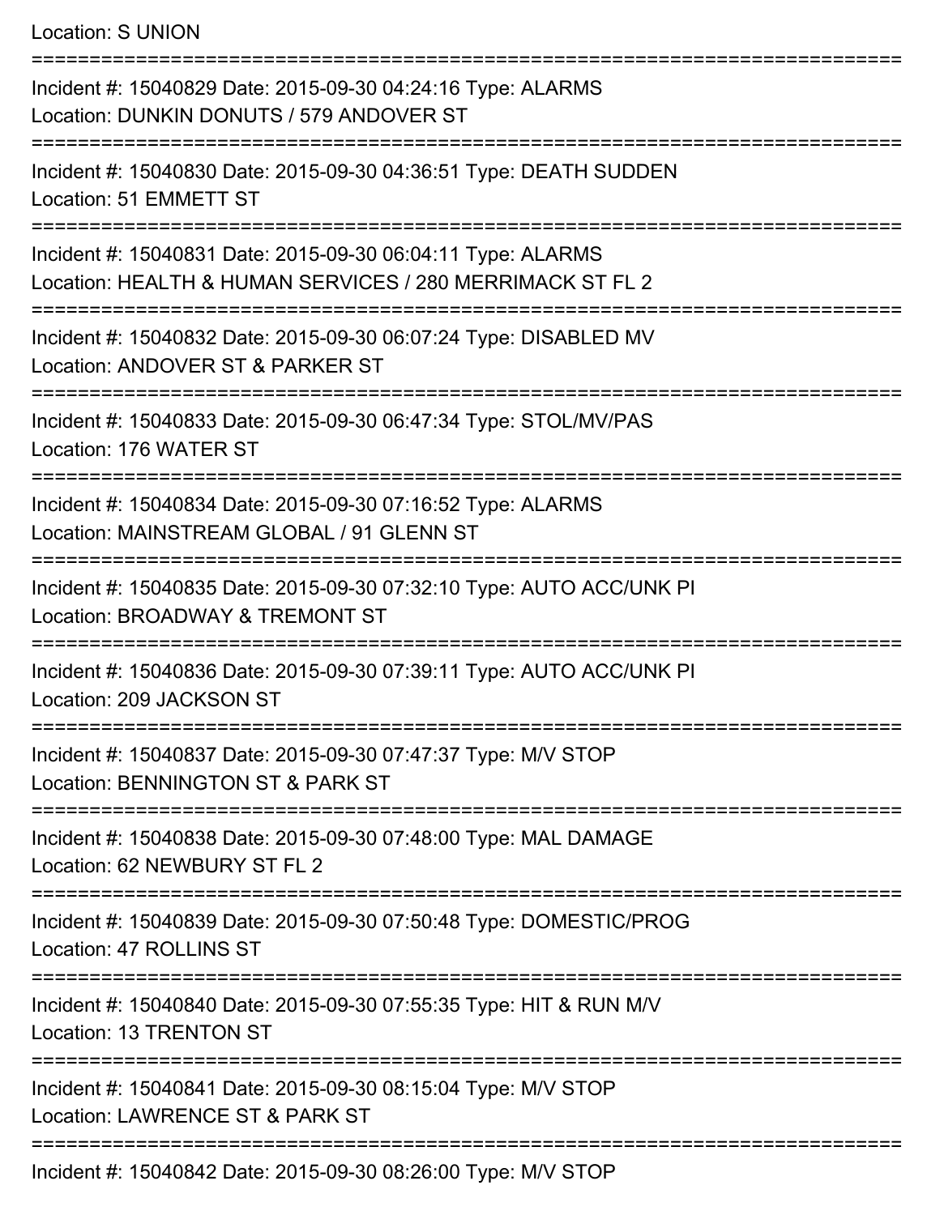Location: S UNION

===========================================================================

Incident #: 15040829 Date: 2015-09-30 04:24:16 Type: ALARMS
Location: DUNKIN DONUTS / 579 ANDOVER ST

===========================================================================

Incident #: 15040830 Date: 2015-09-30 04:36:51 Type: DEATH SUDDEN
Location: 51 EMMETT ST

===========================================================================

Incident #: 15040831 Date: 2015-09-30 06:04:11 Type: ALARMS
Location: HEALTH & HUMAN SERVICES / 280 MERRIMACK ST FL 2

===========================================================================

Incident #: 15040832 Date: 2015-09-30 06:07:24 Type: DISABLED MV
Location: ANDOVER ST & PARKER ST

===========================================================================

Incident #: 15040833 Date: 2015-09-30 06:47:34 Type: STOL/MV/PAS
Location: 176 WATER ST

===========================================================================

Incident #: 15040834 Date: 2015-09-30 07:16:52 Type: ALARMS
Location: MAINSTREAM GLOBAL / 91 GLENN ST

===========================================================================

Incident #: 15040835 Date: 2015-09-30 07:32:10 Type: AUTO ACC/UNK PI
Location: BROADWAY & TREMONT ST

===========================================================================

Incident #: 15040836 Date: 2015-09-30 07:39:11 Type: AUTO ACC/UNK PI
Location: 209 JACKSON ST

===========================================================================

Incident #: 15040837 Date: 2015-09-30 07:47:37 Type: M/V STOP
Location: BENNINGTON ST & PARK ST

===========================================================================

Incident #: 15040838 Date: 2015-09-30 07:48:00 Type: MAL DAMAGE
Location: 62 NEWBURY ST FL 2

===========================================================================

Incident #: 15040839 Date: 2015-09-30 07:50:48 Type: DOMESTIC/PROG
Location: 47 ROLLINS ST

===========================================================================

Incident #: 15040840 Date: 2015-09-30 07:55:35 Type: HIT & RUN M/V
Location: 13 TRENTON ST

===========================================================================

Incident #: 15040841 Date: 2015-09-30 08:15:04 Type: M/V STOP
Location: LAWRENCE ST & PARK ST

===========================================================================

Incident #: 15040842 Date: 2015-09-30 08:26:00 Type: M/V STOP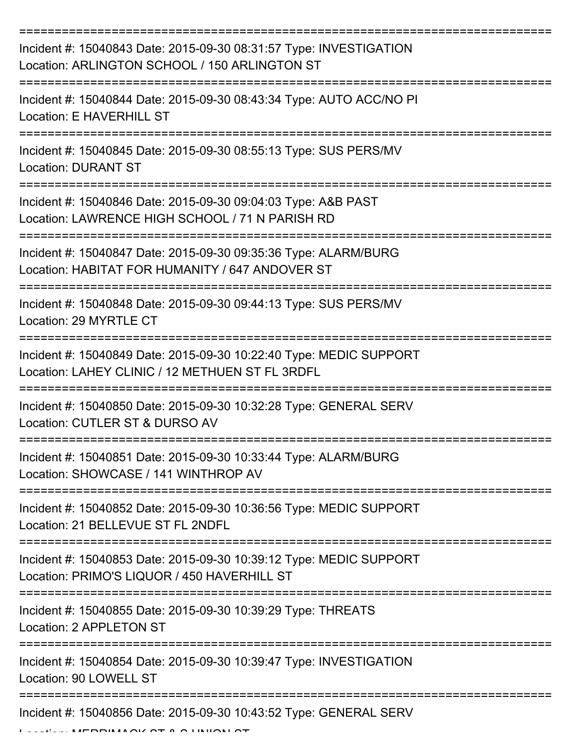===========================================================================

Incident #: 15040843 Date: 2015-09-30 08:31:57 Type: INVESTIGATION
Location: ARLINGTON SCHOOL / 150 ARLINGTON ST

===========================================================================

Incident #: 15040844 Date: 2015-09-30 08:43:34 Type: AUTO ACC/NO PI
Location: E HAVERHILL ST

===========================================================================

Incident #: 15040845 Date: 2015-09-30 08:55:13 Type: SUS PERS/MV
Location: DURANT ST

===========================================================================

Incident #: 15040846 Date: 2015-09-30 09:04:03 Type: A&B PAST
Location: LAWRENCE HIGH SCHOOL / 71 N PARISH RD

===========================================================================

Incident #: 15040847 Date: 2015-09-30 09:35:36 Type: ALARM/BURG
Location: HABITAT FOR HUMANITY / 647 ANDOVER ST

===========================================================================

Incident #: 15040848 Date: 2015-09-30 09:44:13 Type: SUS PERS/MV
Location: 29 MYRTLE CT

===========================================================================

Incident #: 15040849 Date: 2015-09-30 10:22:40 Type: MEDIC SUPPORT
Location: LAHEY CLINIC / 12 METHUEN ST FL 3RDFL

===========================================================================

Incident #: 15040850 Date: 2015-09-30 10:32:28 Type: GENERAL SERV
Location: CUTLER ST & DURSO AV

===========================================================================

Incident #: 15040851 Date: 2015-09-30 10:33:44 Type: ALARM/BURG
Location: SHOWCASE / 141 WINTHROP AV

===========================================================================

Incident #: 15040852 Date: 2015-09-30 10:36:56 Type: MEDIC SUPPORT
Location: 21 BELLEVUE ST FL 2NDFL

===========================================================================

Incident #: 15040853 Date: 2015-09-30 10:39:12 Type: MEDIC SUPPORT
Location: PRIMO'S LIQUOR / 450 HAVERHILL ST

===========================================================================

Incident #: 15040855 Date: 2015-09-30 10:39:29 Type: THREATS
Location: 2 APPLETON ST

===========================================================================

Incident #: 15040854 Date: 2015-09-30 10:39:47 Type: INVESTIGATION
Location: 90 LOWELL ST

===========================================================================

Incident #: 15040856 Date: 2015-09-30 10:43:52 Type: GENERAL SERV
Location: MERRIMACK ST & S UNION ST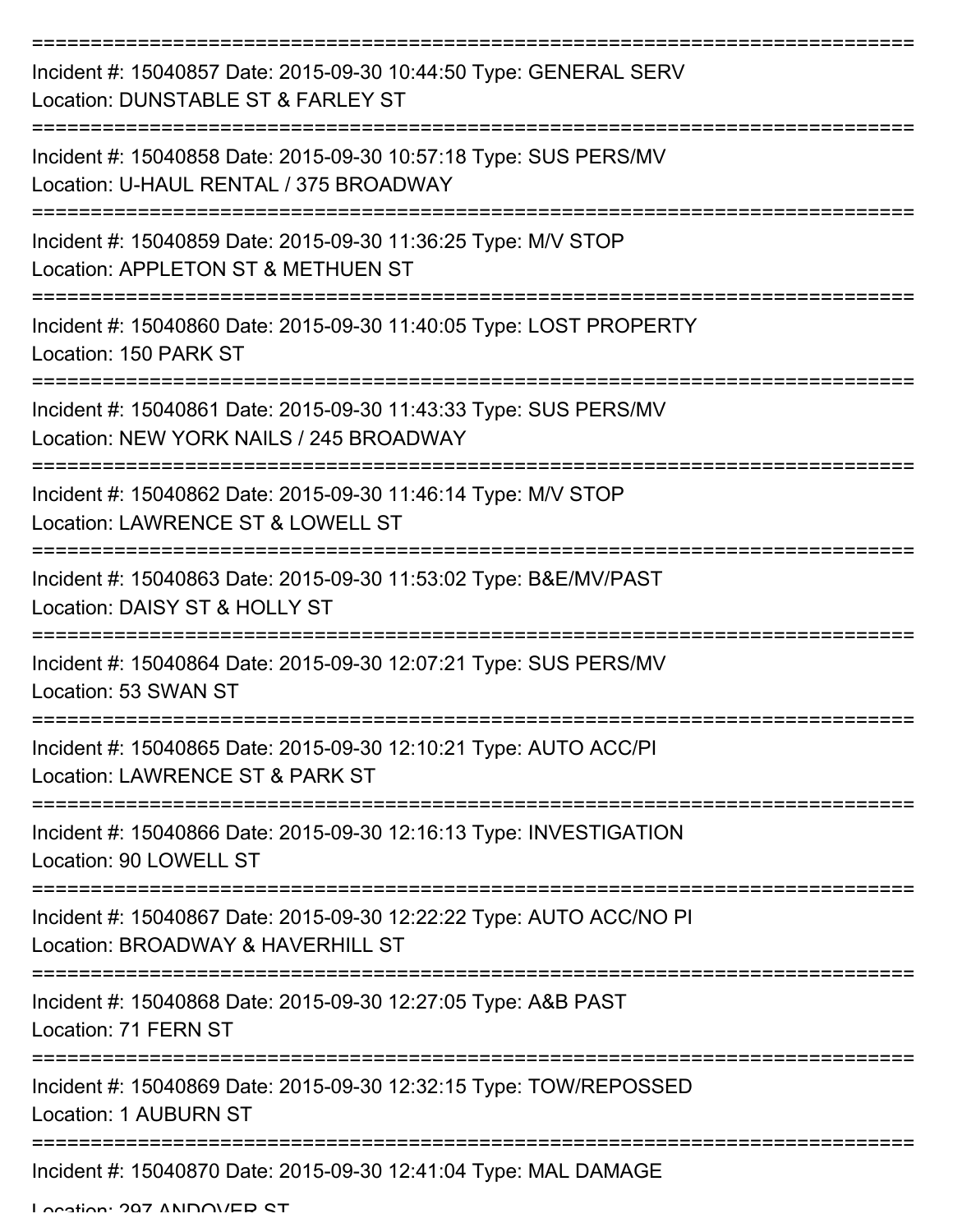===========================================================================

Incident #: 15040857 Date: 2015-09-30 10:44:50 Type: GENERAL SERV
Location: DUNSTABLE ST & FARLEY ST

===========================================================================

Incident #: 15040858 Date: 2015-09-30 10:57:18 Type: SUS PERS/MV
Location: U-HAUL RENTAL / 375 BROADWAY

===========================================================================

Incident #: 15040859 Date: 2015-09-30 11:36:25 Type: M/V STOP
Location: APPLETON ST & METHUEN ST

===========================================================================

Incident #: 15040860 Date: 2015-09-30 11:40:05 Type: LOST PROPERTY
Location: 150 PARK ST

===========================================================================

Incident #: 15040861 Date: 2015-09-30 11:43:33 Type: SUS PERS/MV
Location: NEW YORK NAILS / 245 BROADWAY

===========================================================================

Incident #: 15040862 Date: 2015-09-30 11:46:14 Type: M/V STOP
Location: LAWRENCE ST & LOWELL ST

===========================================================================

Incident #: 15040863 Date: 2015-09-30 11:53:02 Type: B&E/MV/PAST
Location: DAISY ST & HOLLY ST

===========================================================================

Incident #: 15040864 Date: 2015-09-30 12:07:21 Type: SUS PERS/MV
Location: 53 SWAN ST

===========================================================================

Incident #: 15040865 Date: 2015-09-30 12:10:21 Type: AUTO ACC/PI
Location: LAWRENCE ST & PARK ST

===========================================================================

Incident #: 15040866 Date: 2015-09-30 12:16:13 Type: INVESTIGATION
Location: 90 LOWELL ST

===========================================================================

Incident #: 15040867 Date: 2015-09-30 12:22:22 Type: AUTO ACC/NO PI
Location: BROADWAY & HAVERHILL ST

===========================================================================

Incident #: 15040868 Date: 2015-09-30 12:27:05 Type: A&B PAST
Location: 71 FERN ST

===========================================================================

Incident #: 15040869 Date: 2015-09-30 12:32:15 Type: TOW/REPOSSED
Location: 1 AUBURN ST

===========================================================================

Incident #: 15040870 Date: 2015-09-30 12:41:04 Type: MAL DAMAGE
Location: 297 ANDOVER ST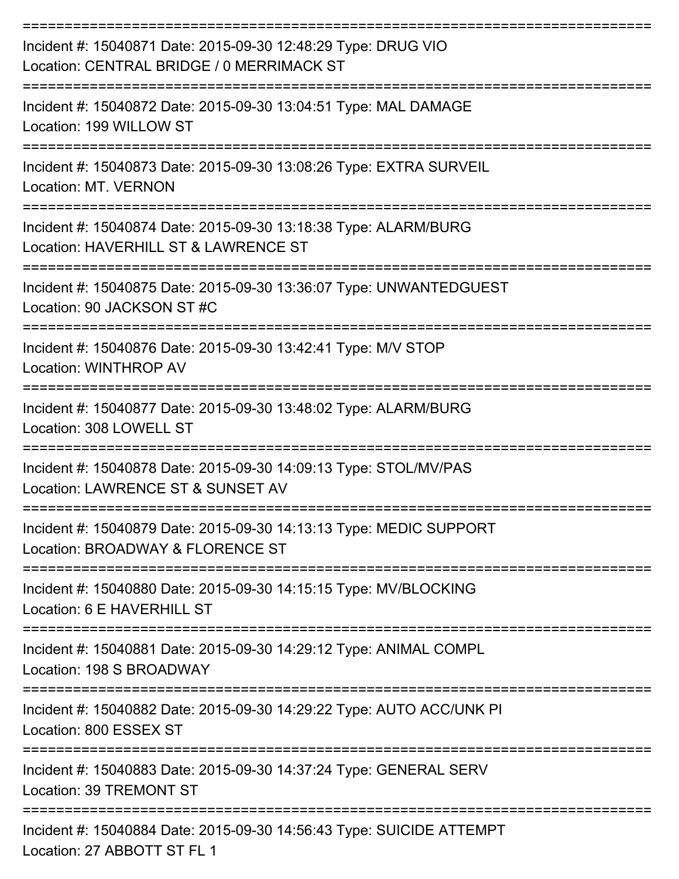===========================================================================
Incident #: 15040871 Date: 2015-09-30 12:48:29 Type: DRUG VIO
Location: CENTRAL BRIDGE / 0 MERRIMACK ST
===========================================================================
Incident #: 15040872 Date: 2015-09-30 13:04:51 Type: MAL DAMAGE
Location: 199 WILLOW ST
===========================================================================
Incident #: 15040873 Date: 2015-09-30 13:08:26 Type: EXTRA SURVEIL
Location: MT. VERNON
===========================================================================
Incident #: 15040874 Date: 2015-09-30 13:18:38 Type: ALARM/BURG
Location: HAVERHILL ST & LAWRENCE ST
===========================================================================
Incident #: 15040875 Date: 2015-09-30 13:36:07 Type: UNWANTEDGUEST
Location: 90 JACKSON ST #C
===========================================================================
Incident #: 15040876 Date: 2015-09-30 13:42:41 Type: M/V STOP
Location: WINTHROP AV
===========================================================================
Incident #: 15040877 Date: 2015-09-30 13:48:02 Type: ALARM/BURG
Location: 308 LOWELL ST
===========================================================================
Incident #: 15040878 Date: 2015-09-30 14:09:13 Type: STOL/MV/PAS
Location: LAWRENCE ST & SUNSET AV
===========================================================================
Incident #: 15040879 Date: 2015-09-30 14:13:13 Type: MEDIC SUPPORT
Location: BROADWAY & FLORENCE ST
===========================================================================
Incident #: 15040880 Date: 2015-09-30 14:15:15 Type: MV/BLOCKING
Location: 6 E HAVERHILL ST
===========================================================================
Incident #: 15040881 Date: 2015-09-30 14:29:12 Type: ANIMAL COMPL
Location: 198 S BROADWAY
===========================================================================
Incident #: 15040882 Date: 2015-09-30 14:29:22 Type: AUTO ACC/UNK PI
Location: 800 ESSEX ST
===========================================================================
Incident #: 15040883 Date: 2015-09-30 14:37:24 Type: GENERAL SERV
Location: 39 TREMONT ST
===========================================================================
Incident #: 15040884 Date: 2015-09-30 14:56:43 Type: SUICIDE ATTEMPT
Location: 27 ABBOTT ST FL 1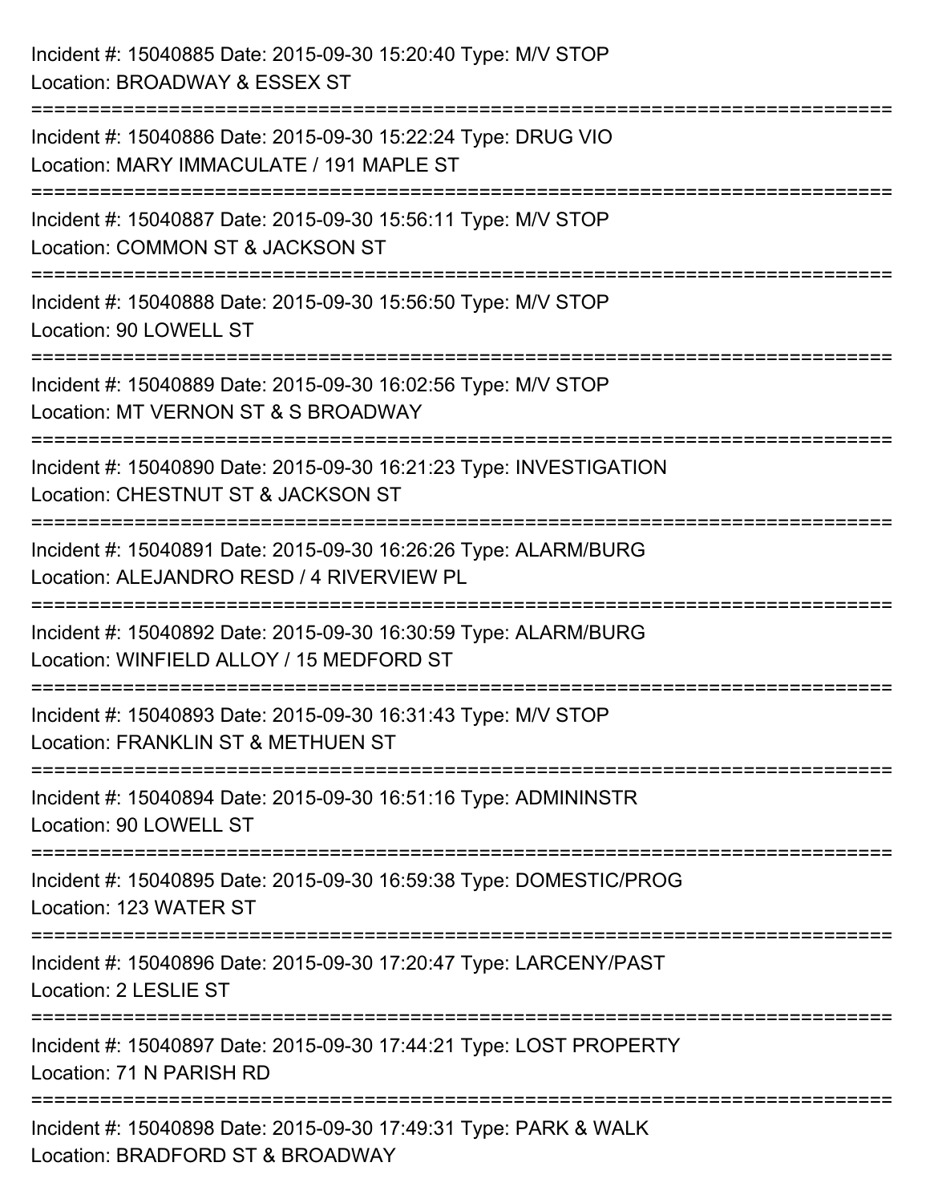Incident #: 15040885 Date: 2015-09-30 15:20:40 Type: M/V STOP
Location: BROADWAY & ESSEX ST

===========================================================================

Incident #: 15040886 Date: 2015-09-30 15:22:24 Type: DRUG VIO
Location: MARY IMMACULATE / 191 MAPLE ST

===========================================================================

Incident #: 15040887 Date: 2015-09-30 15:56:11 Type: M/V STOP
Location: COMMON ST & JACKSON ST

===========================================================================

Incident #: 15040888 Date: 2015-09-30 15:56:50 Type: M/V STOP
Location: 90 LOWELL ST

===========================================================================

Incident #: 15040889 Date: 2015-09-30 16:02:56 Type: M/V STOP
Location: MT VERNON ST & S BROADWAY

===========================================================================

Incident #: 15040890 Date: 2015-09-30 16:21:23 Type: INVESTIGATION
Location: CHESTNUT ST & JACKSON ST

===========================================================================

Incident #: 15040891 Date: 2015-09-30 16:26:26 Type: ALARM/BURG
Location: ALEJANDRO RESD / 4 RIVERVIEW PL

===========================================================================

Incident #: 15040892 Date: 2015-09-30 16:30:59 Type: ALARM/BURG
Location: WINFIELD ALLOY / 15 MEDFORD ST

===========================================================================

Incident #: 15040893 Date: 2015-09-30 16:31:43 Type: M/V STOP
Location: FRANKLIN ST & METHUEN ST

===========================================================================

Incident #: 15040894 Date: 2015-09-30 16:51:16 Type: ADMININSTR
Location: 90 LOWELL ST

===========================================================================

Incident #: 15040895 Date: 2015-09-30 16:59:38 Type: DOMESTIC/PROG
Location: 123 WATER ST

===========================================================================

Incident #: 15040896 Date: 2015-09-30 17:20:47 Type: LARCENY/PAST
Location: 2 LESLIE ST

===========================================================================

Incident #: 15040897 Date: 2015-09-30 17:44:21 Type: LOST PROPERTY
Location: 71 N PARISH RD

===========================================================================

Incident #: 15040898 Date: 2015-09-30 17:49:31 Type: PARK & WALK
Location: BRADFORD ST & BROADWAY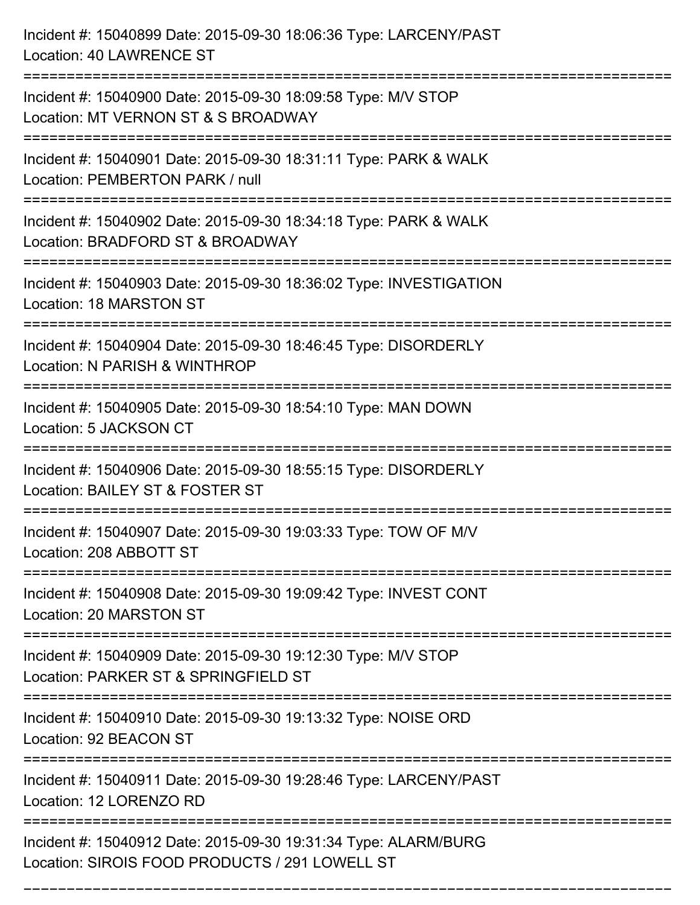Incident #: 15040899 Date: 2015-09-30 18:06:36 Type: LARCENY/PAST
Location: 40 LAWRENCE ST

===========================================================================

Incident #: 15040900 Date: 2015-09-30 18:09:58 Type: M/V STOP
Location: MT VERNON ST & S BROADWAY

===========================================================================

Incident #: 15040901 Date: 2015-09-30 18:31:11 Type: PARK & WALK
Location: PEMBERTON PARK / null

===========================================================================

Incident #: 15040902 Date: 2015-09-30 18:34:18 Type: PARK & WALK
Location: BRADFORD ST & BROADWAY

===========================================================================

Incident #: 15040903 Date: 2015-09-30 18:36:02 Type: INVESTIGATION
Location: 18 MARSTON ST

===========================================================================

Incident #: 15040904 Date: 2015-09-30 18:46:45 Type: DISORDERLY
Location: N PARISH & WINTHROP

===========================================================================

Incident #: 15040905 Date: 2015-09-30 18:54:10 Type: MAN DOWN
Location: 5 JACKSON CT

===========================================================================

Incident #: 15040906 Date: 2015-09-30 18:55:15 Type: DISORDERLY
Location: BAILEY ST & FOSTER ST

===========================================================================

Incident #: 15040907 Date: 2015-09-30 19:03:33 Type: TOW OF M/V
Location: 208 ABBOTT ST

===========================================================================

Incident #: 15040908 Date: 2015-09-30 19:09:42 Type: INVEST CONT
Location: 20 MARSTON ST

===========================================================================

Incident #: 15040909 Date: 2015-09-30 19:12:30 Type: M/V STOP
Location: PARKER ST & SPRINGFIELD ST

===========================================================================

Incident #: 15040910 Date: 2015-09-30 19:13:32 Type: NOISE ORD
Location: 92 BEACON ST

===========================================================================

Incident #: 15040911 Date: 2015-09-30 19:28:46 Type: LARCENY/PAST
Location: 12 LORENZO RD

===========================================================================

Incident #: 15040912 Date: 2015-09-30 19:31:34 Type: ALARM/BURG
Location: SIROIS FOOD PRODUCTS / 291 LOWELL ST

===========================================================================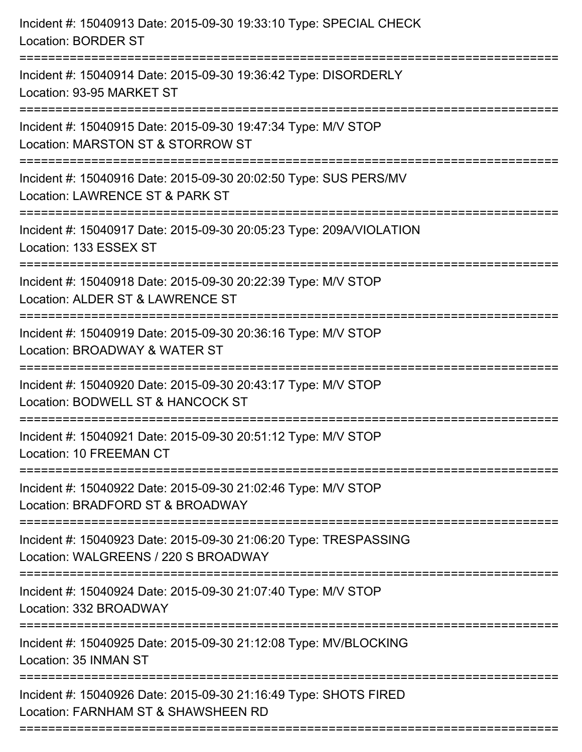Incident #: 15040913 Date: 2015-09-30 19:33:10 Type: SPECIAL CHECK
Location: BORDER ST

===========================================================================

Incident #: 15040914 Date: 2015-09-30 19:36:42 Type: DISORDERLY
Location: 93-95 MARKET ST

===========================================================================

Incident #: 15040915 Date: 2015-09-30 19:47:34 Type: M/V STOP
Location: MARSTON ST & STORROW ST

===========================================================================

Incident #: 15040916 Date: 2015-09-30 20:02:50 Type: SUS PERS/MV
Location: LAWRENCE ST & PARK ST

===========================================================================

Incident #: 15040917 Date: 2015-09-30 20:05:23 Type: 209A/VIOLATION
Location: 133 ESSEX ST

===========================================================================

Incident #: 15040918 Date: 2015-09-30 20:22:39 Type: M/V STOP
Location: ALDER ST & LAWRENCE ST

===========================================================================

Incident #: 15040919 Date: 2015-09-30 20:36:16 Type: M/V STOP
Location: BROADWAY & WATER ST

===========================================================================

Incident #: 15040920 Date: 2015-09-30 20:43:17 Type: M/V STOP
Location: BODWELL ST & HANCOCK ST

===========================================================================

Incident #: 15040921 Date: 2015-09-30 20:51:12 Type: M/V STOP
Location: 10 FREEMAN CT

===========================================================================

Incident #: 15040922 Date: 2015-09-30 21:02:46 Type: M/V STOP
Location: BRADFORD ST & BROADWAY

===========================================================================

Incident #: 15040923 Date: 2015-09-30 21:06:20 Type: TRESPASSING
Location: WALGREENS / 220 S BROADWAY

===========================================================================

Incident #: 15040924 Date: 2015-09-30 21:07:40 Type: M/V STOP
Location: 332 BROADWAY

===========================================================================

Incident #: 15040925 Date: 2015-09-30 21:12:08 Type: MV/BLOCKING
Location: 35 INMAN ST

===========================================================================

Incident #: 15040926 Date: 2015-09-30 21:16:49 Type: SHOTS FIRED
Location: FARNHAM ST & SHAWSHEEN RD

===========================================================================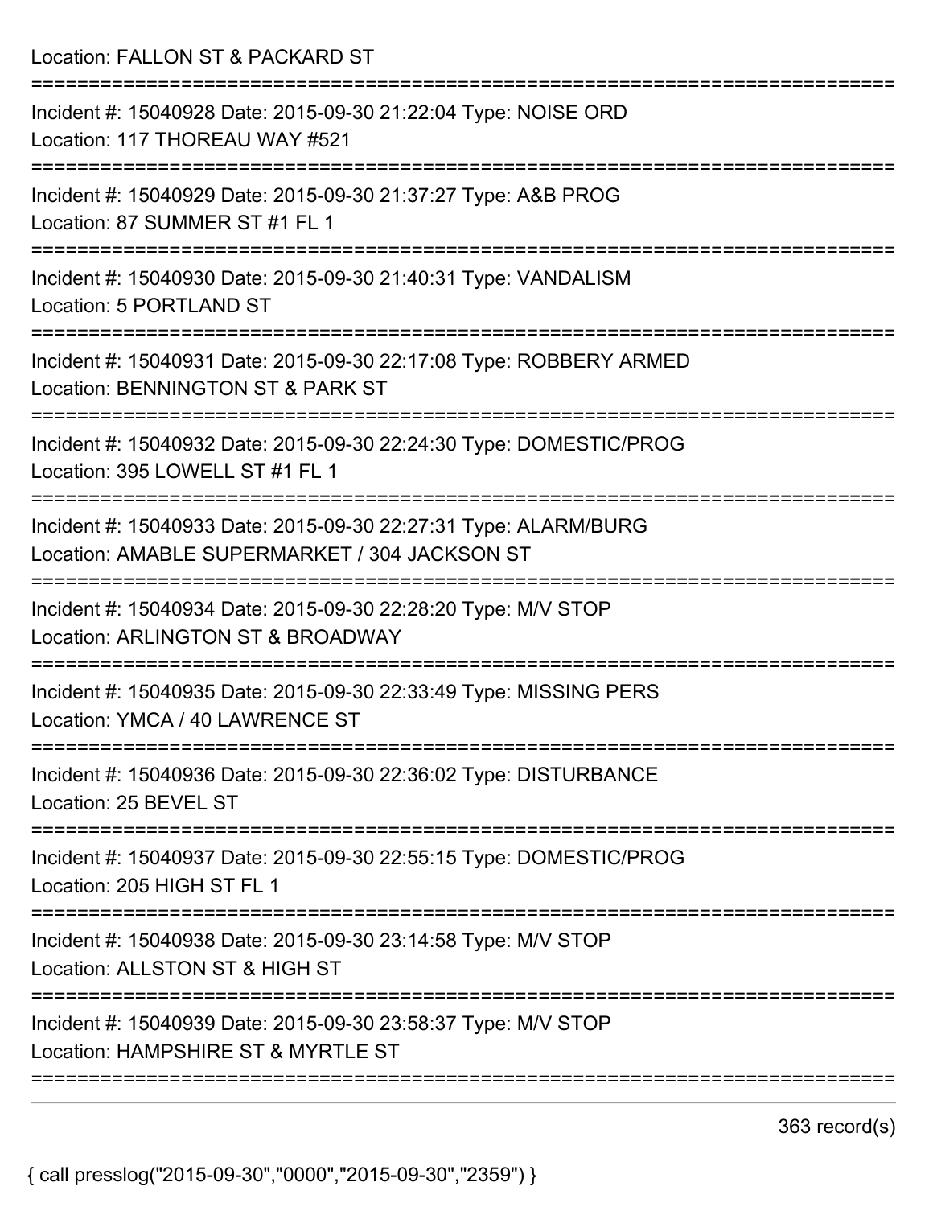Location: FALLON ST & PACKARD ST

===========================================================================

Incident #: 15040928 Date: 2015-09-30 21:22:04 Type: NOISE ORD
Location: 117 THOREAU WAY #521

===========================================================================

Incident #: 15040929 Date: 2015-09-30 21:37:27 Type: A&B PROG
Location: 87 SUMMER ST #1 FL 1

===========================================================================

Incident #: 15040930 Date: 2015-09-30 21:40:31 Type: VANDALISM
Location: 5 PORTLAND ST

===========================================================================

Incident #: 15040931 Date: 2015-09-30 22:17:08 Type: ROBBERY ARMED
Location: BENNINGTON ST & PARK ST

===========================================================================

Incident #: 15040932 Date: 2015-09-30 22:24:30 Type: DOMESTIC/PROG
Location: 395 LOWELL ST #1 FL 1

===========================================================================

Incident #: 15040933 Date: 2015-09-30 22:27:31 Type: ALARM/BURG
Location: AMABLE SUPERMARKET / 304 JACKSON ST

===========================================================================

Incident #: 15040934 Date: 2015-09-30 22:28:20 Type: M/V STOP
Location: ARLINGTON ST & BROADWAY

===========================================================================

Incident #: 15040935 Date: 2015-09-30 22:33:49 Type: MISSING PERS
Location: YMCA / 40 LAWRENCE ST

===========================================================================

Incident #: 15040936 Date: 2015-09-30 22:36:02 Type: DISTURBANCE
Location: 25 BEVEL ST

===========================================================================

Incident #: 15040937 Date: 2015-09-30 22:55:15 Type: DOMESTIC/PROG
Location: 205 HIGH ST FL 1

===========================================================================

Incident #: 15040938 Date: 2015-09-30 23:14:58 Type: M/V STOP
Location: ALLSTON ST & HIGH ST

===========================================================================

Incident #: 15040939 Date: 2015-09-30 23:58:37 Type: M/V STOP
Location: HAMPSHIRE ST & MYRTLE ST

===========================================================================

363 record(s)

{ call presslog("2015-09-30","0000","2015-09-30","2359") }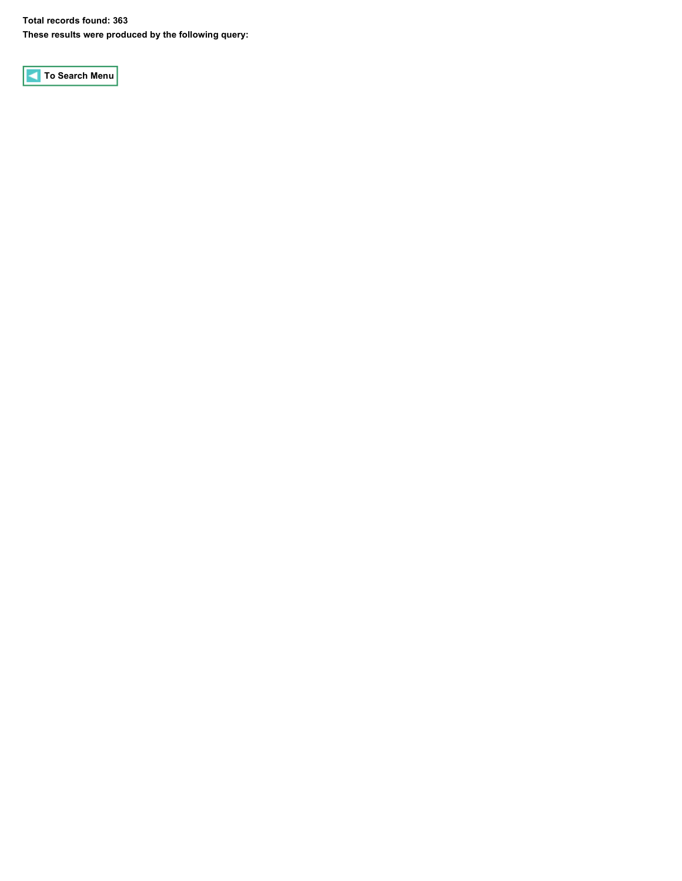**Total records found: 363**

**These results were produced by the following query:**

**To Search Menu**